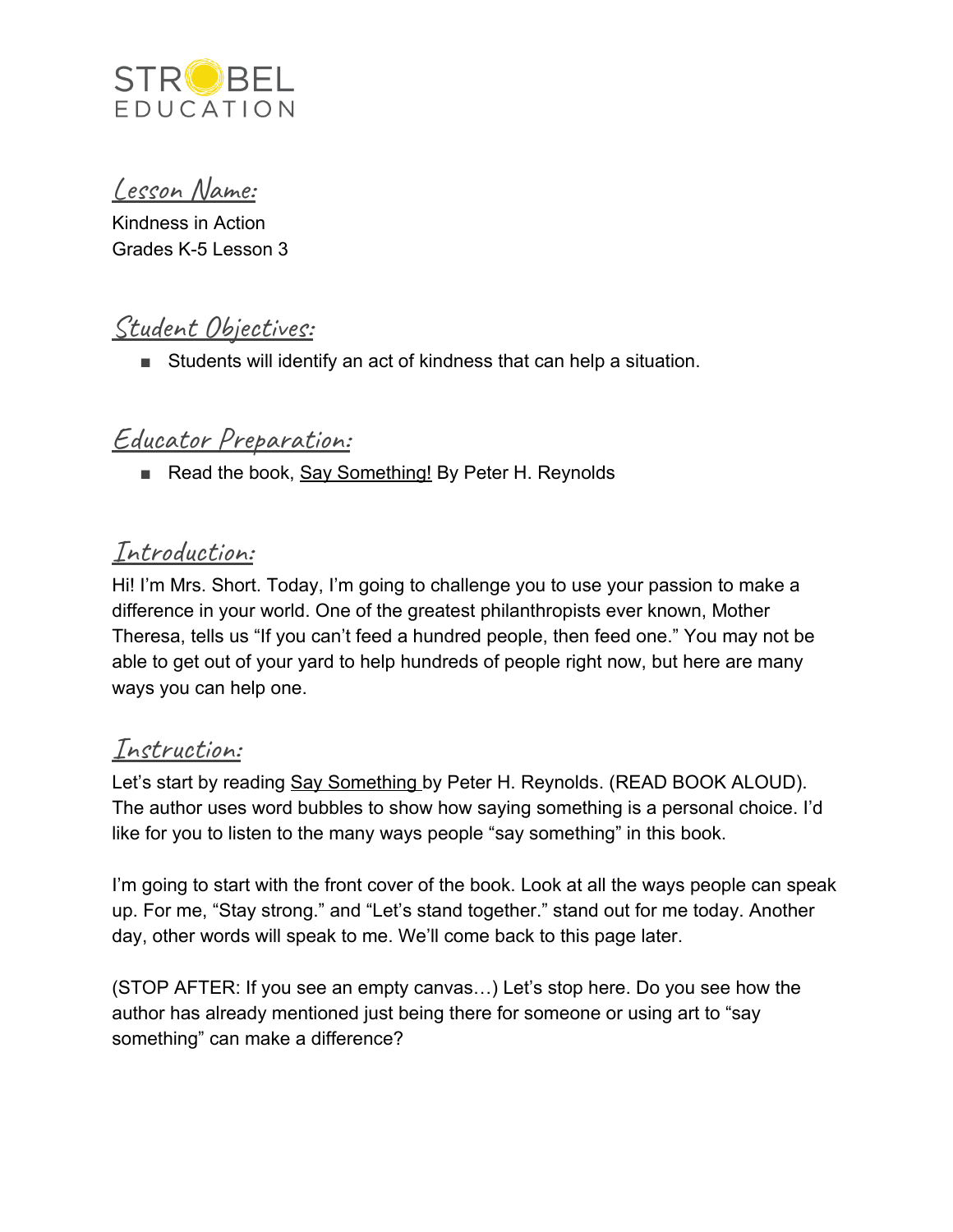STROBEL EDUCATION

## Lesson Name:

Kindness in Action
Grades K-5 Lesson 3

## Student Objectives:

- Students will identify an act of kindness that can help a situation.

## Educator Preparation:

- Read the book, <u>Say Something!</u> By Peter H. Reynolds

## Introduction:

Hi! I'm Mrs. Short. Today, I'm going to challenge you to use your passion to make a difference in your world. One of the greatest philanthropists ever known, Mother Theresa, tells us "If you can't feed a hundred people, then feed one." You may not be able to get out of your yard to help hundreds of people right now, but here are many ways you can help one.

## Instruction:

Let's start by reading <u>Say Something</u> by Peter H. Reynolds. (READ BOOK ALOUD). The author uses word bubbles to show how saying something is a personal choice. I'd like for you to listen to the many ways people "say something" in this book.

I'm going to start with the front cover of the book. Look at all the ways people can speak up. For me, "Stay strong." and "Let's stand together." stand out for me today. Another day, other words will speak to me. We'll come back to this page later.

(STOP AFTER: If you see an empty canvas…) Let's stop here. Do you see how the author has already mentioned just being there for someone or using art to "say something" can make a difference?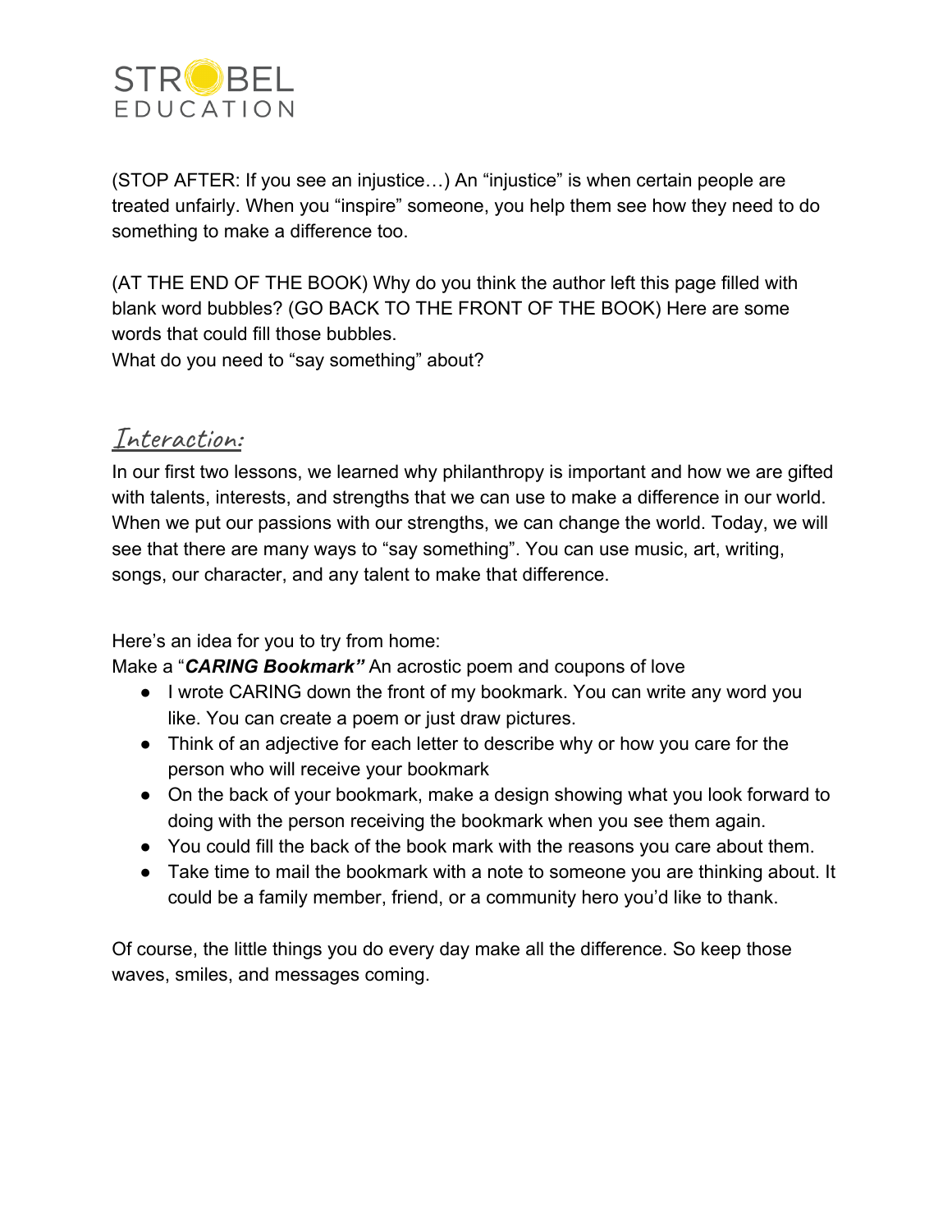(STOP AFTER: If you see an injustice…) An "injustice" is when certain people are treated unfairly. When you "inspire" someone, you help them see how they need to do something to make a difference too.

(AT THE END OF THE BOOK) Why do you think the author left this page filled with blank word bubbles? (GO BACK TO THE FRONT OF THE BOOK) Here are some words that could fill those bubbles.
What do you need to "say something" about?

## Interaction:

In our first two lessons, we learned why philanthropy is important and how we are gifted with talents, interests, and strengths that we can use to make a difference in our world. When we put our passions with our strengths, we can change the world. Today, we will see that there are many ways to "say something". You can use music, art, writing, songs, our character, and any talent to make that difference.

Here's an idea for you to try from home:
Make a "***CARING Bookmark"*** An acrostic poem and coupons of love

- I wrote CARING down the front of my bookmark. You can write any word you like. You can create a poem or just draw pictures.
- Think of an adjective for each letter to describe why or how you care for the person who will receive your bookmark
- On the back of your bookmark, make a design showing what you look forward to doing with the person receiving the bookmark when you see them again.
- You could fill the back of the book mark with the reasons you care about them.
- Take time to mail the bookmark with a note to someone you are thinking about. It could be a family member, friend, or a community hero you'd like to thank.

Of course, the little things you do every day make all the difference. So keep those waves, smiles, and messages coming.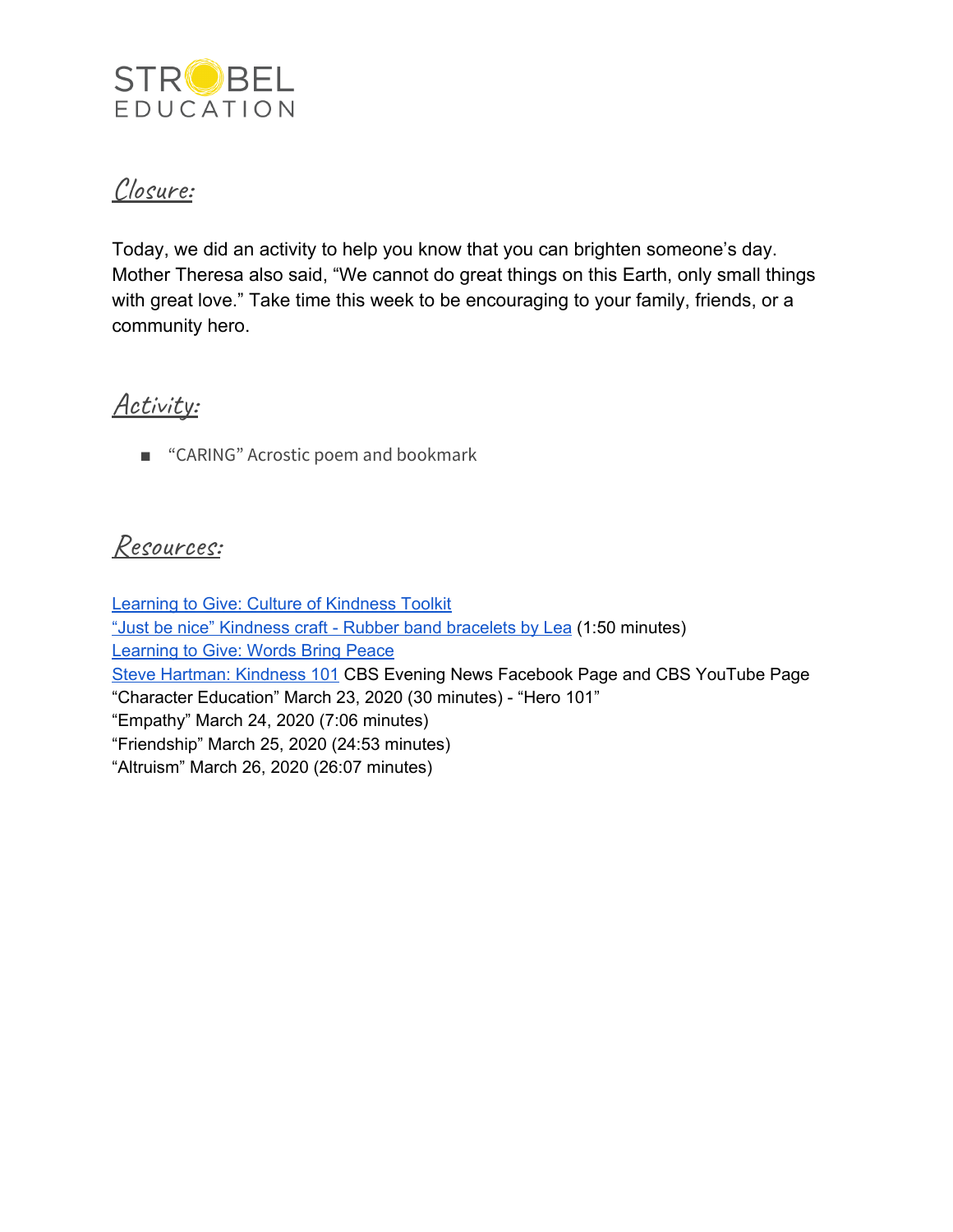## Closure:

Today, we did an activity to help you know that you can brighten someone's day. Mother Theresa also said, "We cannot do great things on this Earth, only small things with great love." Take time this week to be encouraging to your family, friends, or a community hero.

## Activity:

- "CARING" Acrostic poem and bookmark

## Resources:

Learning to Give: Culture of Kindness Toolkit
"Just be nice" Kindness craft - Rubber band bracelets by Lea (1:50 minutes)
Learning to Give: Words Bring Peace
Steve Hartman: Kindness 101 CBS Evening News Facebook Page and CBS YouTube Page
"Character Education" March 23, 2020 (30 minutes) - "Hero 101"
"Empathy" March 24, 2020 (7:06 minutes)
"Friendship" March 25, 2020 (24:53 minutes)
"Altruism" March 26, 2020 (26:07 minutes)